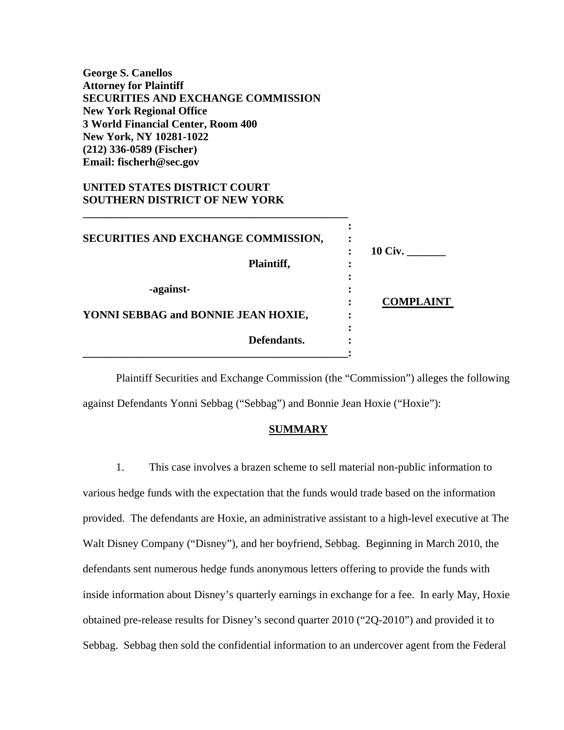**George S. Canellos**
**Attorney for Plaintiff**
**SECURITIES AND EXCHANGE COMMISSION**
**New York Regional Office**
**3 World Financial Center, Room 400**
**New York, NY 10281-1022**
**(212) 336-0589 (Fischer)**
**Email: fischerh@sec.gov**

**UNITED STATES DISTRICT COURT**
**SOUTHERN DISTRICT OF NEW YORK**

| | | |
|---|---|---|
| **SECURITIES AND EXCHANGE COMMISSION,** | : | **10 Civ. _______** |
| **Plaintiff,** | : | |
| **-against-** | : | **COMPLAINT** |
| **YONNI SEBBAG and BONNIE JEAN HOXIE,** | : | |
| **Defendants.** | : | |

Plaintiff Securities and Exchange Commission (the "Commission") alleges the following against Defendants Yonni Sebbag ("Sebbag") and Bonnie Jean Hoxie ("Hoxie"):

## SUMMARY

1. This case involves a brazen scheme to sell material non-public information to various hedge funds with the expectation that the funds would trade based on the information provided. The defendants are Hoxie, an administrative assistant to a high-level executive at The Walt Disney Company ("Disney"), and her boyfriend, Sebbag. Beginning in March 2010, the defendants sent numerous hedge funds anonymous letters offering to provide the funds with inside information about Disney's quarterly earnings in exchange for a fee. In early May, Hoxie obtained pre-release results for Disney's second quarter 2010 ("2Q-2010") and provided it to Sebbag. Sebbag then sold the confidential information to an undercover agent from the Federal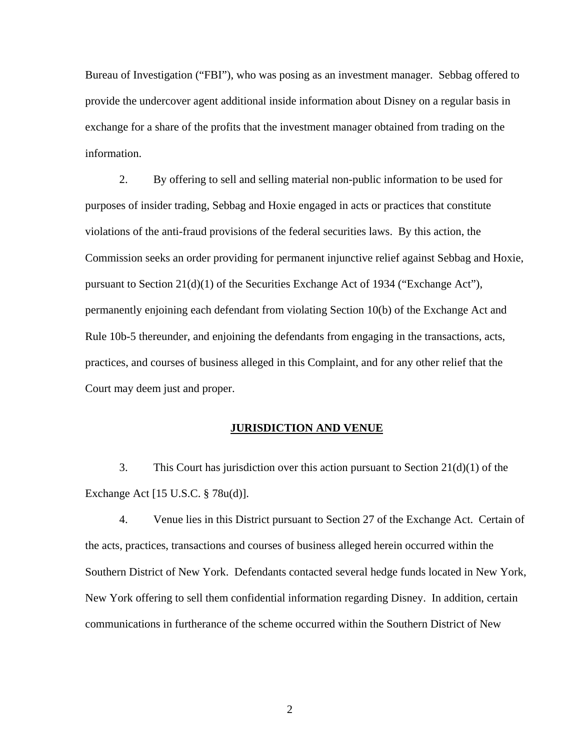Bureau of Investigation ("FBI"), who was posing as an investment manager. Sebbag offered to provide the undercover agent additional inside information about Disney on a regular basis in exchange for a share of the profits that the investment manager obtained from trading on the information.

2. By offering to sell and selling material non-public information to be used for purposes of insider trading, Sebbag and Hoxie engaged in acts or practices that constitute violations of the anti-fraud provisions of the federal securities laws. By this action, the Commission seeks an order providing for permanent injunctive relief against Sebbag and Hoxie, pursuant to Section 21(d)(1) of the Securities Exchange Act of 1934 ("Exchange Act"), permanently enjoining each defendant from violating Section 10(b) of the Exchange Act and Rule 10b-5 thereunder, and enjoining the defendants from engaging in the transactions, acts, practices, and courses of business alleged in this Complaint, and for any other relief that the Court may deem just and proper.

## JURISDICTION AND VENUE

3. This Court has jurisdiction over this action pursuant to Section 21(d)(1) of the Exchange Act [15 U.S.C. § 78u(d)].

4. Venue lies in this District pursuant to Section 27 of the Exchange Act. Certain of the acts, practices, transactions and courses of business alleged herein occurred within the Southern District of New York. Defendants contacted several hedge funds located in New York, New York offering to sell them confidential information regarding Disney. In addition, certain communications in furtherance of the scheme occurred within the Southern District of New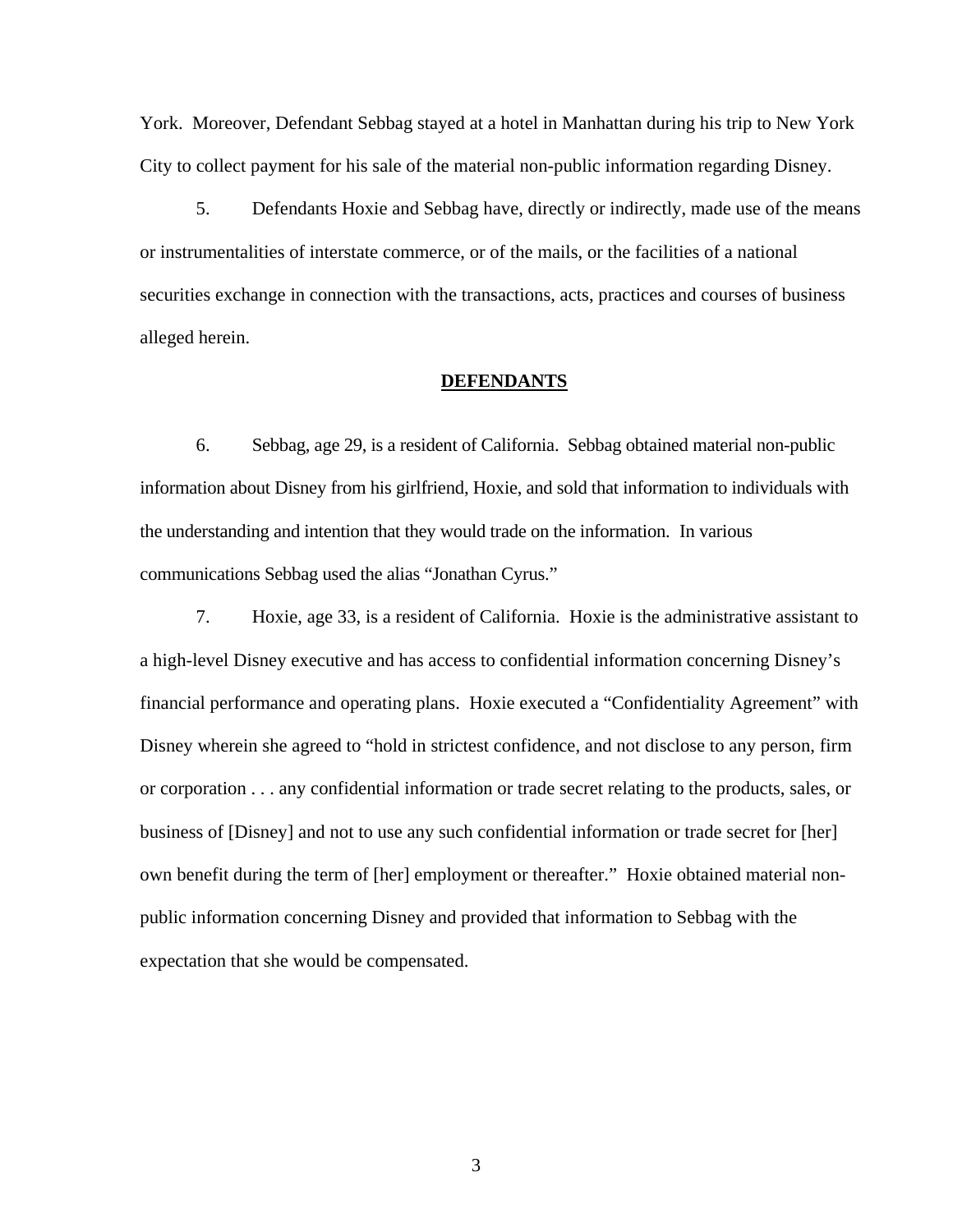York. Moreover, Defendant Sebbag stayed at a hotel in Manhattan during his trip to New York City to collect payment for his sale of the material non-public information regarding Disney.

5. Defendants Hoxie and Sebbag have, directly or indirectly, made use of the means or instrumentalities of interstate commerce, or of the mails, or the facilities of a national securities exchange in connection with the transactions, acts, practices and courses of business alleged herein.

## DEFENDANTS

6. Sebbag, age 29, is a resident of California. Sebbag obtained material non-public information about Disney from his girlfriend, Hoxie, and sold that information to individuals with the understanding and intention that they would trade on the information. In various communications Sebbag used the alias "Jonathan Cyrus."

7. Hoxie, age 33, is a resident of California. Hoxie is the administrative assistant to a high-level Disney executive and has access to confidential information concerning Disney's financial performance and operating plans. Hoxie executed a "Confidentiality Agreement" with Disney wherein she agreed to "hold in strictest confidence, and not disclose to any person, firm or corporation . . . any confidential information or trade secret relating to the products, sales, or business of [Disney] and not to use any such confidential information or trade secret for [her] own benefit during the term of [her] employment or thereafter." Hoxie obtained material non-public information concerning Disney and provided that information to Sebbag with the expectation that she would be compensated.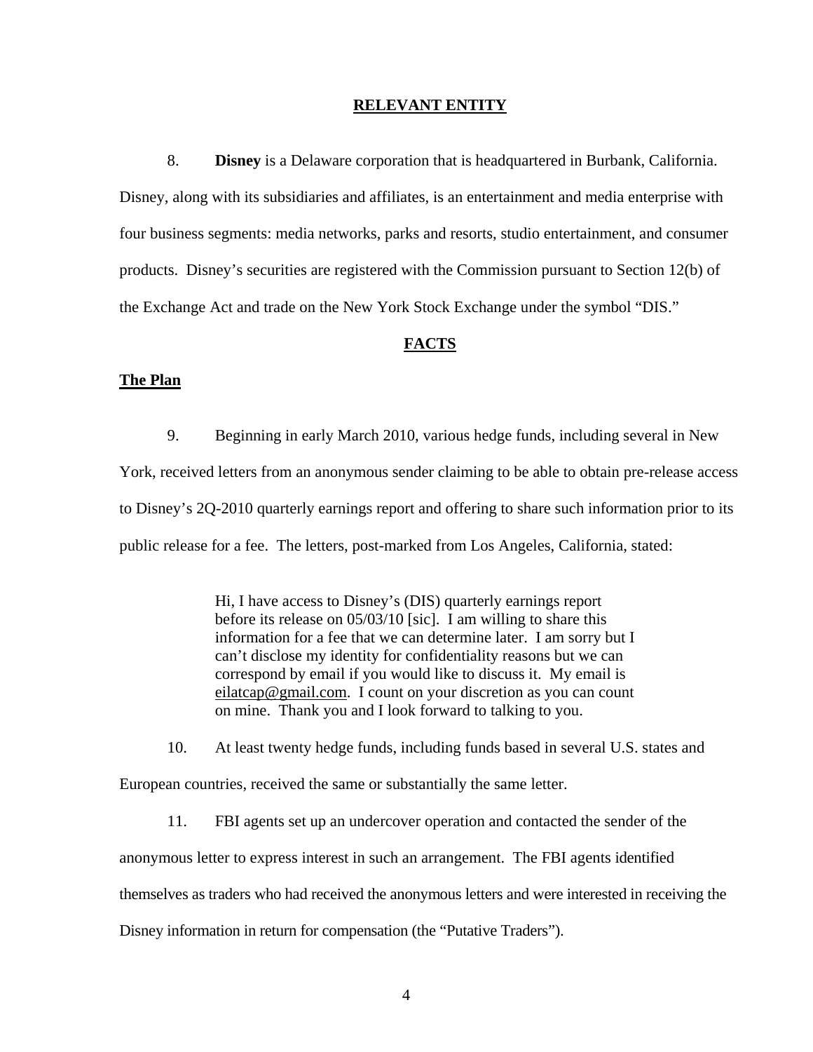## RELEVANT ENTITY

8. **Disney** is a Delaware corporation that is headquartered in Burbank, California. Disney, along with its subsidiaries and affiliates, is an entertainment and media enterprise with four business segments: media networks, parks and resorts, studio entertainment, and consumer products. Disney's securities are registered with the Commission pursuant to Section 12(b) of the Exchange Act and trade on the New York Stock Exchange under the symbol "DIS."

## FACTS

### The Plan

9. Beginning in early March 2010, various hedge funds, including several in New York, received letters from an anonymous sender claiming to be able to obtain pre-release access to Disney's 2Q-2010 quarterly earnings report and offering to share such information prior to its public release for a fee. The letters, post-marked from Los Angeles, California, stated:

> Hi, I have access to Disney's (DIS) quarterly earnings report before its release on 05/03/10 [sic]. I am willing to share this information for a fee that we can determine later. I am sorry but I can't disclose my identity for confidentiality reasons but we can correspond by email if you would like to discuss it. My email is eilatcap@gmail.com. I count on your discretion as you can count on mine. Thank you and I look forward to talking to you.

10. At least twenty hedge funds, including funds based in several U.S. states and European countries, received the same or substantially the same letter.

11. FBI agents set up an undercover operation and contacted the sender of the anonymous letter to express interest in such an arrangement. The FBI agents identified themselves as traders who had received the anonymous letters and were interested in receiving the Disney information in return for compensation (the "Putative Traders").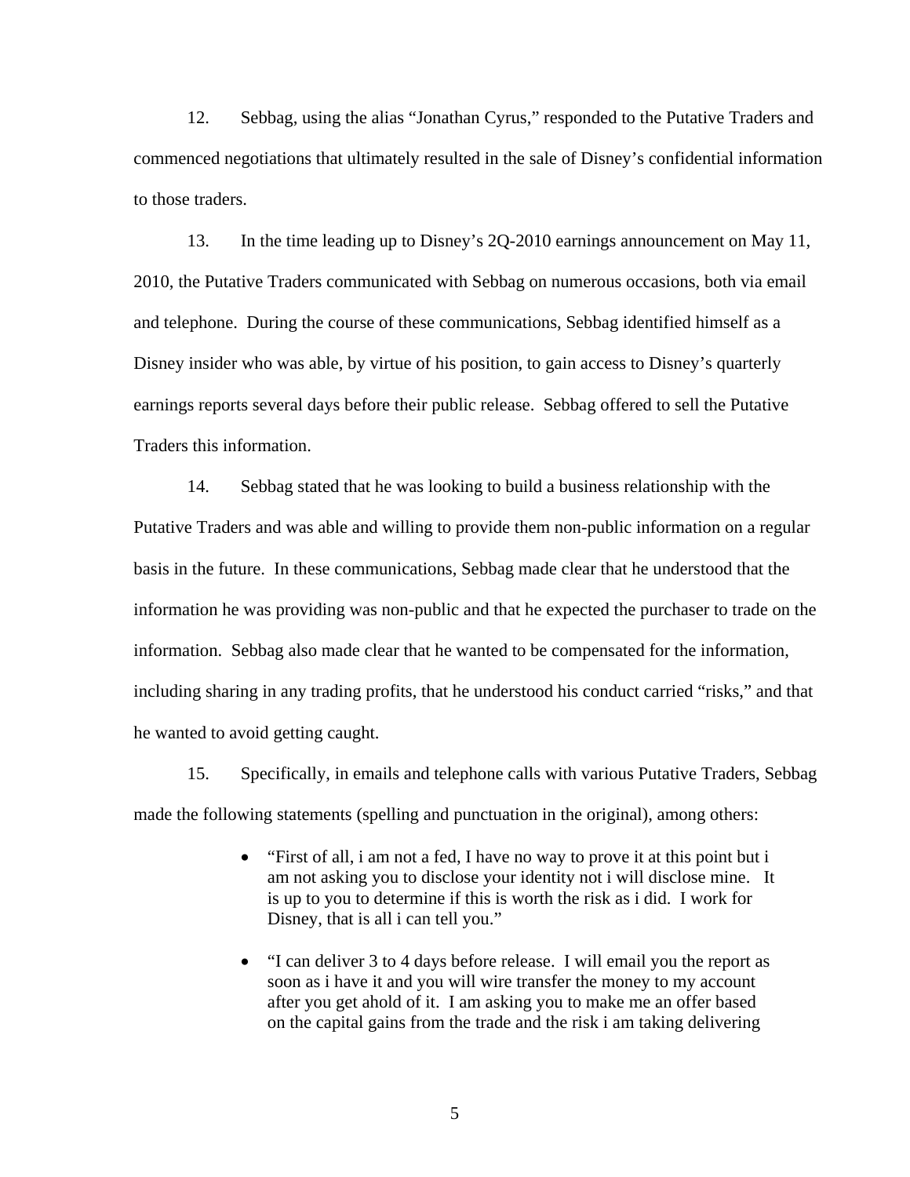12. Sebbag, using the alias "Jonathan Cyrus," responded to the Putative Traders and commenced negotiations that ultimately resulted in the sale of Disney's confidential information to those traders.

13. In the time leading up to Disney's 2Q-2010 earnings announcement on May 11, 2010, the Putative Traders communicated with Sebbag on numerous occasions, both via email and telephone. During the course of these communications, Sebbag identified himself as a Disney insider who was able, by virtue of his position, to gain access to Disney's quarterly earnings reports several days before their public release. Sebbag offered to sell the Putative Traders this information.

14. Sebbag stated that he was looking to build a business relationship with the Putative Traders and was able and willing to provide them non-public information on a regular basis in the future. In these communications, Sebbag made clear that he understood that the information he was providing was non-public and that he expected the purchaser to trade on the information. Sebbag also made clear that he wanted to be compensated for the information, including sharing in any trading profits, that he understood his conduct carried "risks," and that he wanted to avoid getting caught.

15. Specifically, in emails and telephone calls with various Putative Traders, Sebbag made the following statements (spelling and punctuation in the original), among others:

- "First of all, i am not a fed, I have no way to prove it at this point but i am not asking you to disclose your identity not i will disclose mine. It is up to you to determine if this is worth the risk as i did. I work for Disney, that is all i can tell you."
- "I can deliver 3 to 4 days before release. I will email you the report as soon as i have it and you will wire transfer the money to my account after you get ahold of it. I am asking you to make me an offer based on the capital gains from the trade and the risk i am taking delivering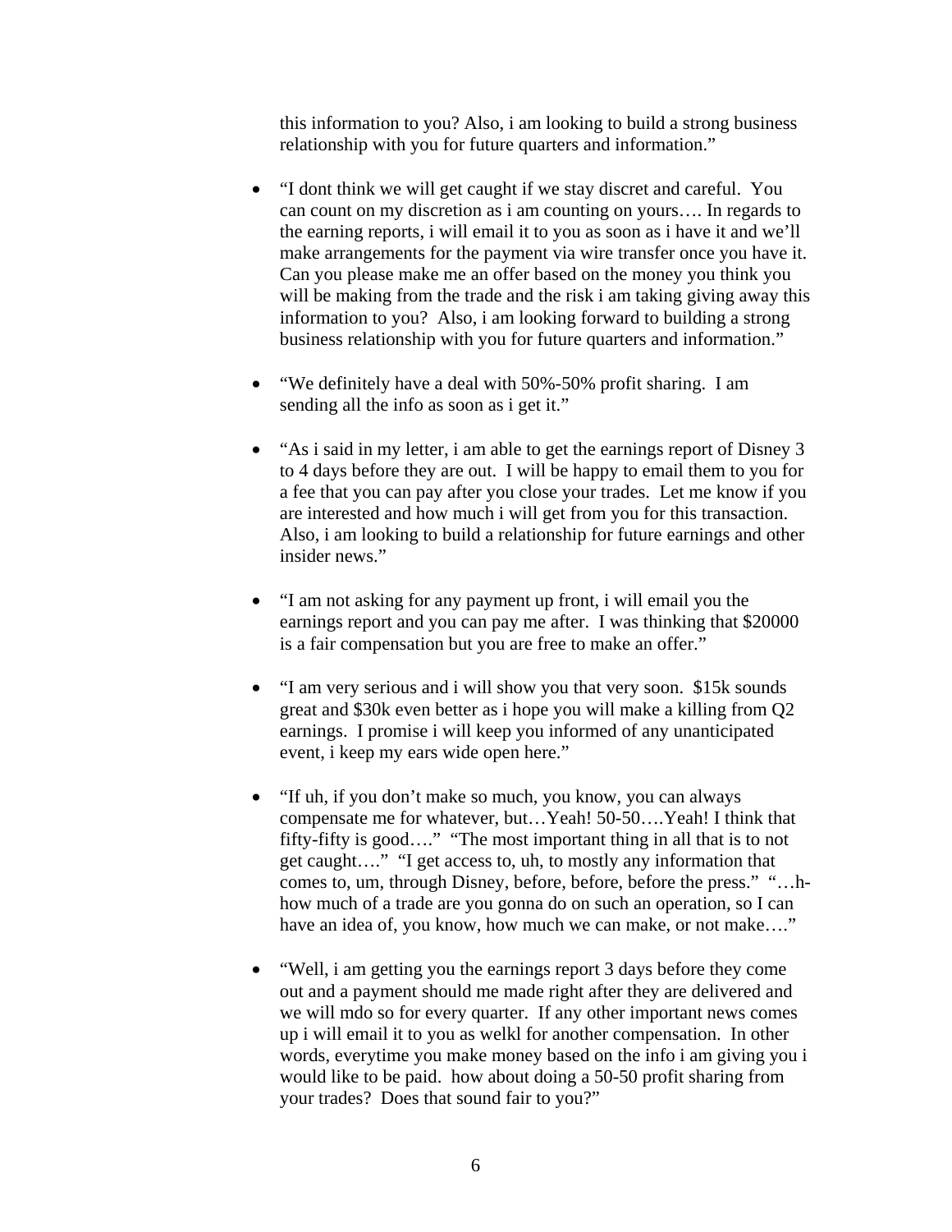this information to you? Also, i am looking to build a strong business relationship with you for future quarters and information."

- "I dont think we will get caught if we stay discret and careful. You can count on my discretion as i am counting on yours…. In regards to the earning reports, i will email it to you as soon as i have it and we'll make arrangements for the payment via wire transfer once you have it. Can you please make me an offer based on the money you think you will be making from the trade and the risk i am taking giving away this information to you? Also, i am looking forward to building a strong business relationship with you for future quarters and information."

- "We definitely have a deal with 50%-50% profit sharing. I am sending all the info as soon as i get it."

- "As i said in my letter, i am able to get the earnings report of Disney 3 to 4 days before they are out. I will be happy to email them to you for a fee that you can pay after you close your trades. Let me know if you are interested and how much i will get from you for this transaction. Also, i am looking to build a relationship for future earnings and other insider news."

- "I am not asking for any payment up front, i will email you the earnings report and you can pay me after. I was thinking that $20000 is a fair compensation but you are free to make an offer."

- "I am very serious and i will show you that very soon. $15k sounds great and $30k even better as i hope you will make a killing from Q2 earnings. I promise i will keep you informed of any unanticipated event, i keep my ears wide open here."

- "If uh, if you don't make so much, you know, you can always compensate me for whatever, but…Yeah! 50-50….Yeah! I think that fifty-fifty is good…." "The most important thing in all that is to not get caught…." "I get access to, uh, to mostly any information that comes to, um, through Disney, before, before, before the press." "…h-how much of a trade are you gonna do on such an operation, so I can have an idea of, you know, how much we can make, or not make…."

- "Well, i am getting you the earnings report 3 days before they come out and a payment should me made right after they are delivered and we will mdo so for every quarter. If any other important news comes up i will email it to you as welkl for another compensation. In other words, everytime you make money based on the info i am giving you i would like to be paid. how about doing a 50-50 profit sharing from your trades? Does that sound fair to you?"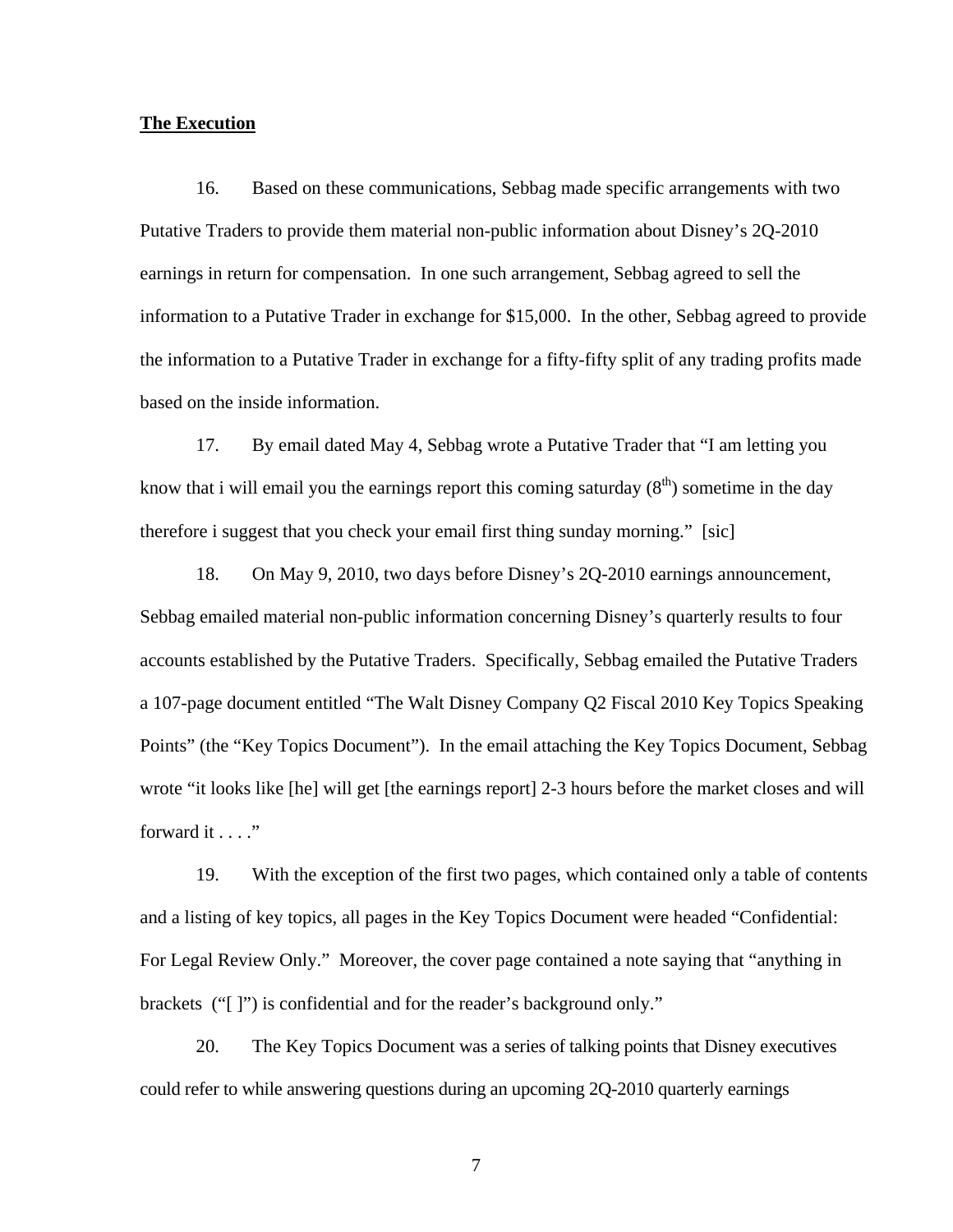**The Execution**

16. Based on these communications, Sebbag made specific arrangements with two Putative Traders to provide them material non-public information about Disney's 2Q-2010 earnings in return for compensation. In one such arrangement, Sebbag agreed to sell the information to a Putative Trader in exchange for $15,000. In the other, Sebbag agreed to provide the information to a Putative Trader in exchange for a fifty-fifty split of any trading profits made based on the inside information.

17. By email dated May 4, Sebbag wrote a Putative Trader that "I am letting you know that i will email you the earnings report this coming saturday (8th) sometime in the day therefore i suggest that you check your email first thing sunday morning." [sic]

18. On May 9, 2010, two days before Disney's 2Q-2010 earnings announcement, Sebbag emailed material non-public information concerning Disney's quarterly results to four accounts established by the Putative Traders. Specifically, Sebbag emailed the Putative Traders a 107-page document entitled "The Walt Disney Company Q2 Fiscal 2010 Key Topics Speaking Points" (the "Key Topics Document"). In the email attaching the Key Topics Document, Sebbag wrote "it looks like [he] will get [the earnings report] 2-3 hours before the market closes and will forward it . . . ."

19. With the exception of the first two pages, which contained only a table of contents and a listing of key topics, all pages in the Key Topics Document were headed "Confidential: For Legal Review Only." Moreover, the cover page contained a note saying that "anything in brackets ("[ ]") is confidential and for the reader's background only."

20. The Key Topics Document was a series of talking points that Disney executives could refer to while answering questions during an upcoming 2Q-2010 quarterly earnings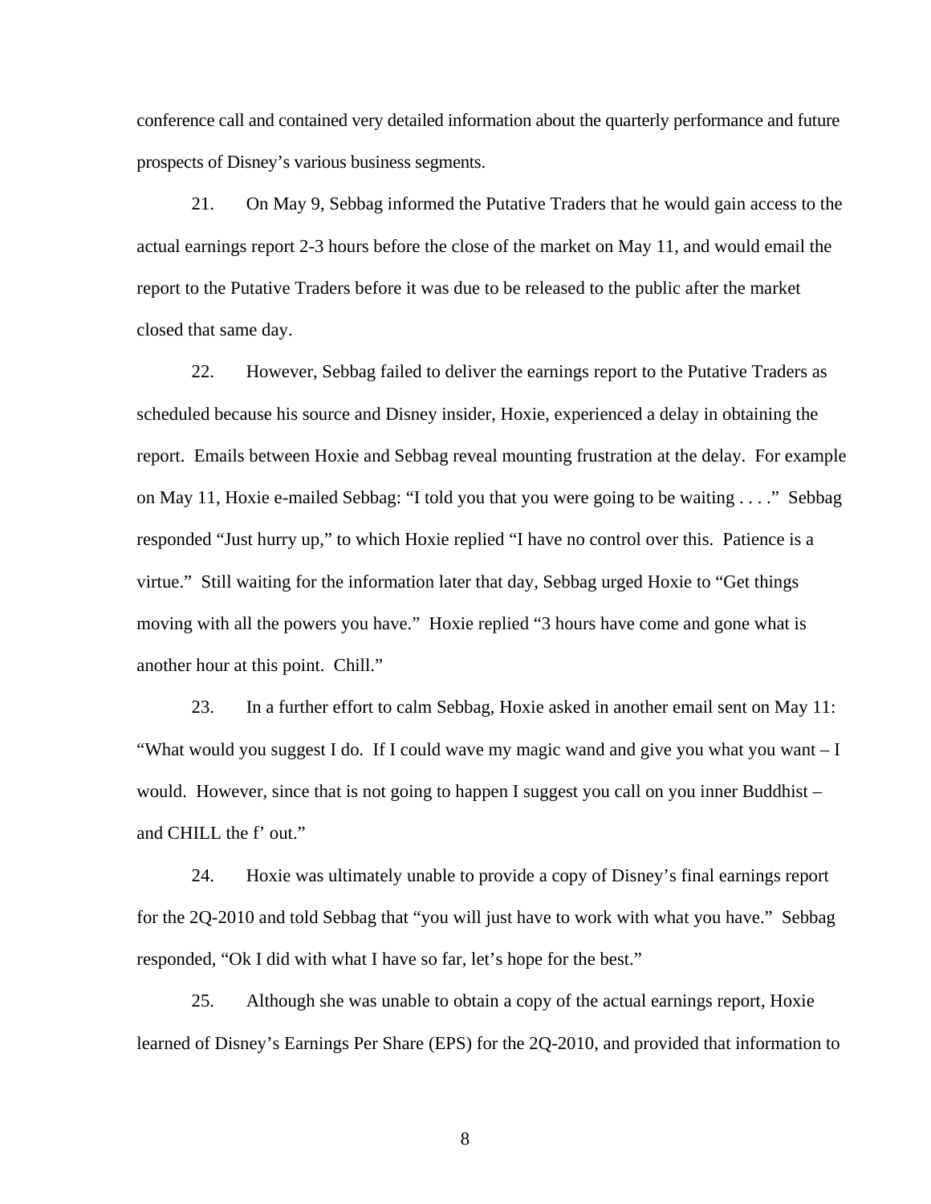conference call and contained very detailed information about the quarterly performance and future prospects of Disney's various business segments.

21. On May 9, Sebbag informed the Putative Traders that he would gain access to the actual earnings report 2-3 hours before the close of the market on May 11, and would email the report to the Putative Traders before it was due to be released to the public after the market closed that same day.

22. However, Sebbag failed to deliver the earnings report to the Putative Traders as scheduled because his source and Disney insider, Hoxie, experienced a delay in obtaining the report. Emails between Hoxie and Sebbag reveal mounting frustration at the delay. For example on May 11, Hoxie e-mailed Sebbag: "I told you that you were going to be waiting . . . ." Sebbag responded "Just hurry up," to which Hoxie replied "I have no control over this. Patience is a virtue." Still waiting for the information later that day, Sebbag urged Hoxie to "Get things moving with all the powers you have." Hoxie replied "3 hours have come and gone what is another hour at this point. Chill."

23. In a further effort to calm Sebbag, Hoxie asked in another email sent on May 11: "What would you suggest I do. If I could wave my magic wand and give you what you want – I would. However, since that is not going to happen I suggest you call on you inner Buddhist – and CHILL the f' out."

24. Hoxie was ultimately unable to provide a copy of Disney's final earnings report for the 2Q-2010 and told Sebbag that "you will just have to work with what you have." Sebbag responded, "Ok I did with what I have so far, let's hope for the best."

25. Although she was unable to obtain a copy of the actual earnings report, Hoxie learned of Disney's Earnings Per Share (EPS) for the 2Q-2010, and provided that information to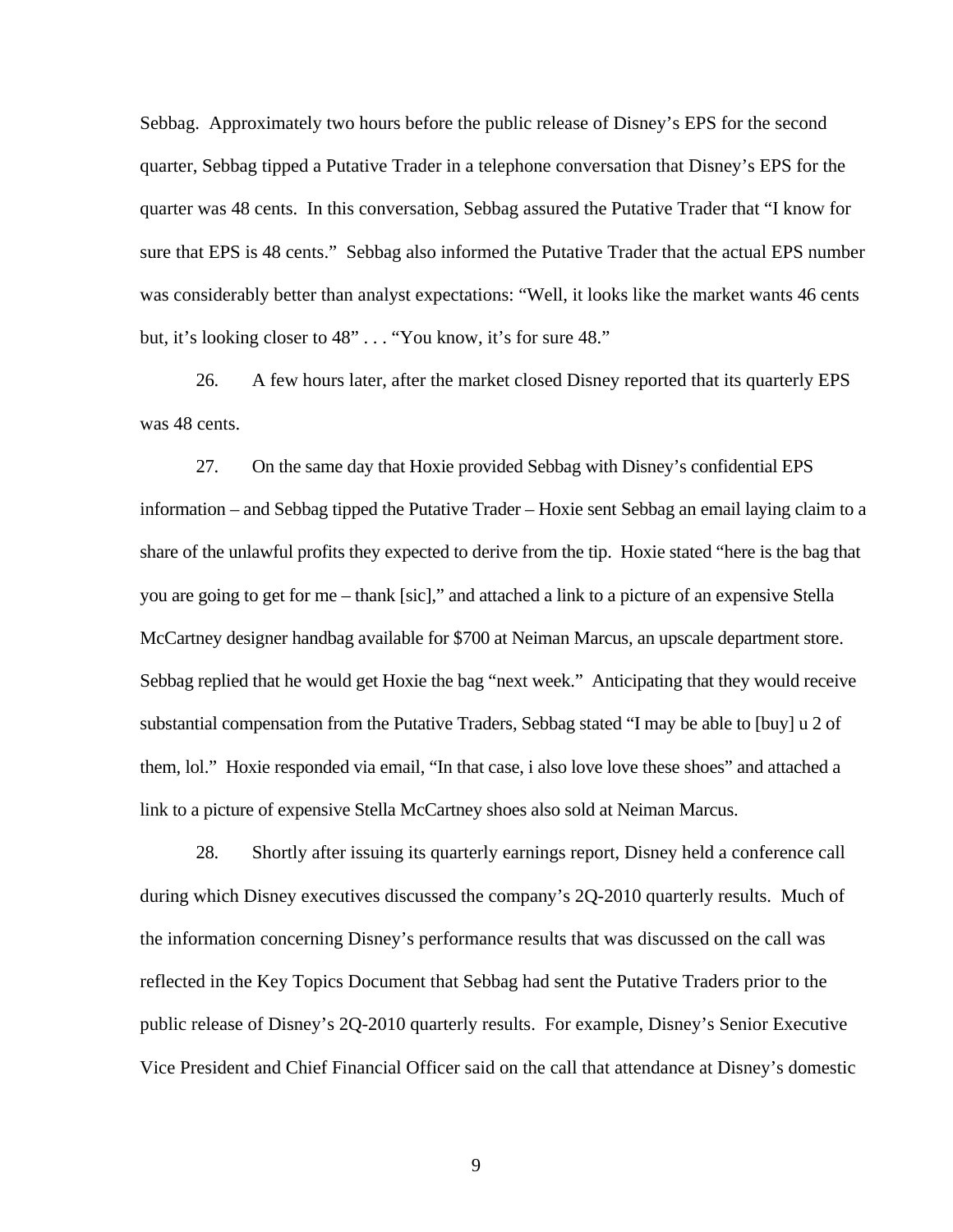Sebbag. Approximately two hours before the public release of Disney's EPS for the second quarter, Sebbag tipped a Putative Trader in a telephone conversation that Disney's EPS for the quarter was 48 cents. In this conversation, Sebbag assured the Putative Trader that "I know for sure that EPS is 48 cents." Sebbag also informed the Putative Trader that the actual EPS number was considerably better than analyst expectations: "Well, it looks like the market wants 46 cents but, it's looking closer to 48" . . . "You know, it's for sure 48."

26. A few hours later, after the market closed Disney reported that its quarterly EPS was 48 cents.

27. On the same day that Hoxie provided Sebbag with Disney's confidential EPS information – and Sebbag tipped the Putative Trader – Hoxie sent Sebbag an email laying claim to a share of the unlawful profits they expected to derive from the tip. Hoxie stated "here is the bag that you are going to get for me – thank [sic]," and attached a link to a picture of an expensive Stella McCartney designer handbag available for $700 at Neiman Marcus, an upscale department store. Sebbag replied that he would get Hoxie the bag "next week." Anticipating that they would receive substantial compensation from the Putative Traders, Sebbag stated "I may be able to [buy] u 2 of them, lol." Hoxie responded via email, "In that case, i also love love these shoes" and attached a link to a picture of expensive Stella McCartney shoes also sold at Neiman Marcus.

28. Shortly after issuing its quarterly earnings report, Disney held a conference call during which Disney executives discussed the company's 2Q-2010 quarterly results. Much of the information concerning Disney's performance results that was discussed on the call was reflected in the Key Topics Document that Sebbag had sent the Putative Traders prior to the public release of Disney's 2Q-2010 quarterly results. For example, Disney's Senior Executive Vice President and Chief Financial Officer said on the call that attendance at Disney's domestic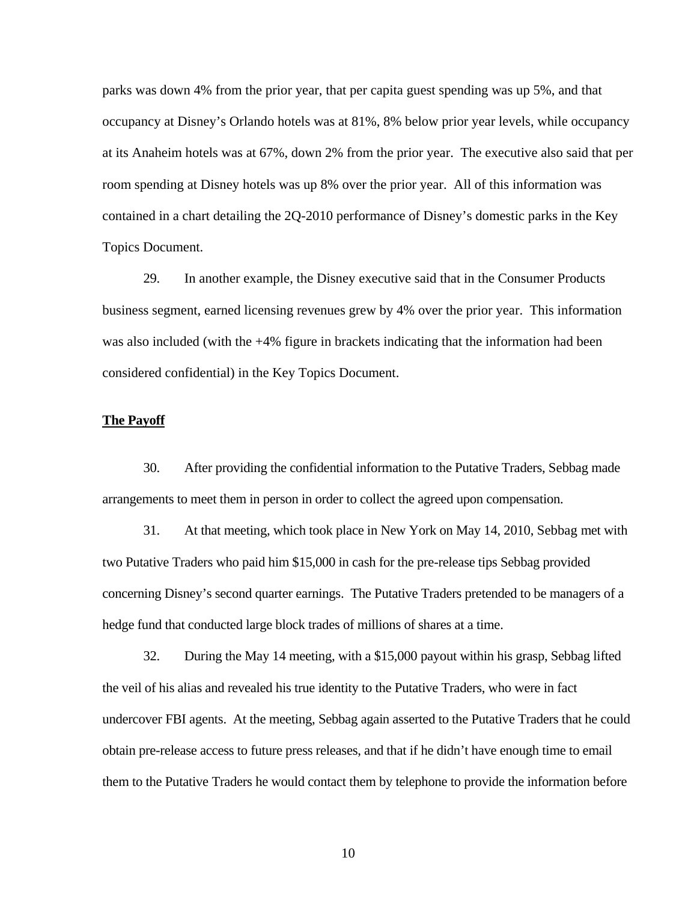parks was down 4% from the prior year, that per capita guest spending was up 5%, and that occupancy at Disney's Orlando hotels was at 81%, 8% below prior year levels, while occupancy at its Anaheim hotels was at 67%, down 2% from the prior year. The executive also said that per room spending at Disney hotels was up 8% over the prior year. All of this information was contained in a chart detailing the 2Q-2010 performance of Disney's domestic parks in the Key Topics Document.

29. In another example, the Disney executive said that in the Consumer Products business segment, earned licensing revenues grew by 4% over the prior year. This information was also included (with the +4% figure in brackets indicating that the information had been considered confidential) in the Key Topics Document.

**The Payoff**

30. After providing the confidential information to the Putative Traders, Sebbag made arrangements to meet them in person in order to collect the agreed upon compensation.

31. At that meeting, which took place in New York on May 14, 2010, Sebbag met with two Putative Traders who paid him $15,000 in cash for the pre-release tips Sebbag provided concerning Disney's second quarter earnings. The Putative Traders pretended to be managers of a hedge fund that conducted large block trades of millions of shares at a time.

32. During the May 14 meeting, with a $15,000 payout within his grasp, Sebbag lifted the veil of his alias and revealed his true identity to the Putative Traders, who were in fact undercover FBI agents. At the meeting, Sebbag again asserted to the Putative Traders that he could obtain pre-release access to future press releases, and that if he didn't have enough time to email them to the Putative Traders he would contact them by telephone to provide the information before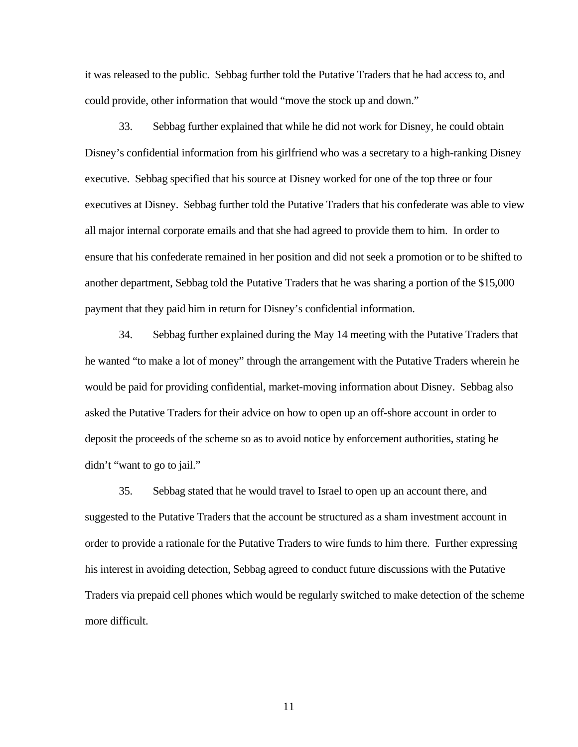it was released to the public. Sebbag further told the Putative Traders that he had access to, and could provide, other information that would "move the stock up and down."

33. Sebbag further explained that while he did not work for Disney, he could obtain Disney's confidential information from his girlfriend who was a secretary to a high-ranking Disney executive. Sebbag specified that his source at Disney worked for one of the top three or four executives at Disney. Sebbag further told the Putative Traders that his confederate was able to view all major internal corporate emails and that she had agreed to provide them to him. In order to ensure that his confederate remained in her position and did not seek a promotion or to be shifted to another department, Sebbag told the Putative Traders that he was sharing a portion of the $15,000 payment that they paid him in return for Disney's confidential information.

34. Sebbag further explained during the May 14 meeting with the Putative Traders that he wanted "to make a lot of money" through the arrangement with the Putative Traders wherein he would be paid for providing confidential, market-moving information about Disney. Sebbag also asked the Putative Traders for their advice on how to open up an off-shore account in order to deposit the proceeds of the scheme so as to avoid notice by enforcement authorities, stating he didn't "want to go to jail."

35. Sebbag stated that he would travel to Israel to open up an account there, and suggested to the Putative Traders that the account be structured as a sham investment account in order to provide a rationale for the Putative Traders to wire funds to him there. Further expressing his interest in avoiding detection, Sebbag agreed to conduct future discussions with the Putative Traders via prepaid cell phones which would be regularly switched to make detection of the scheme more difficult.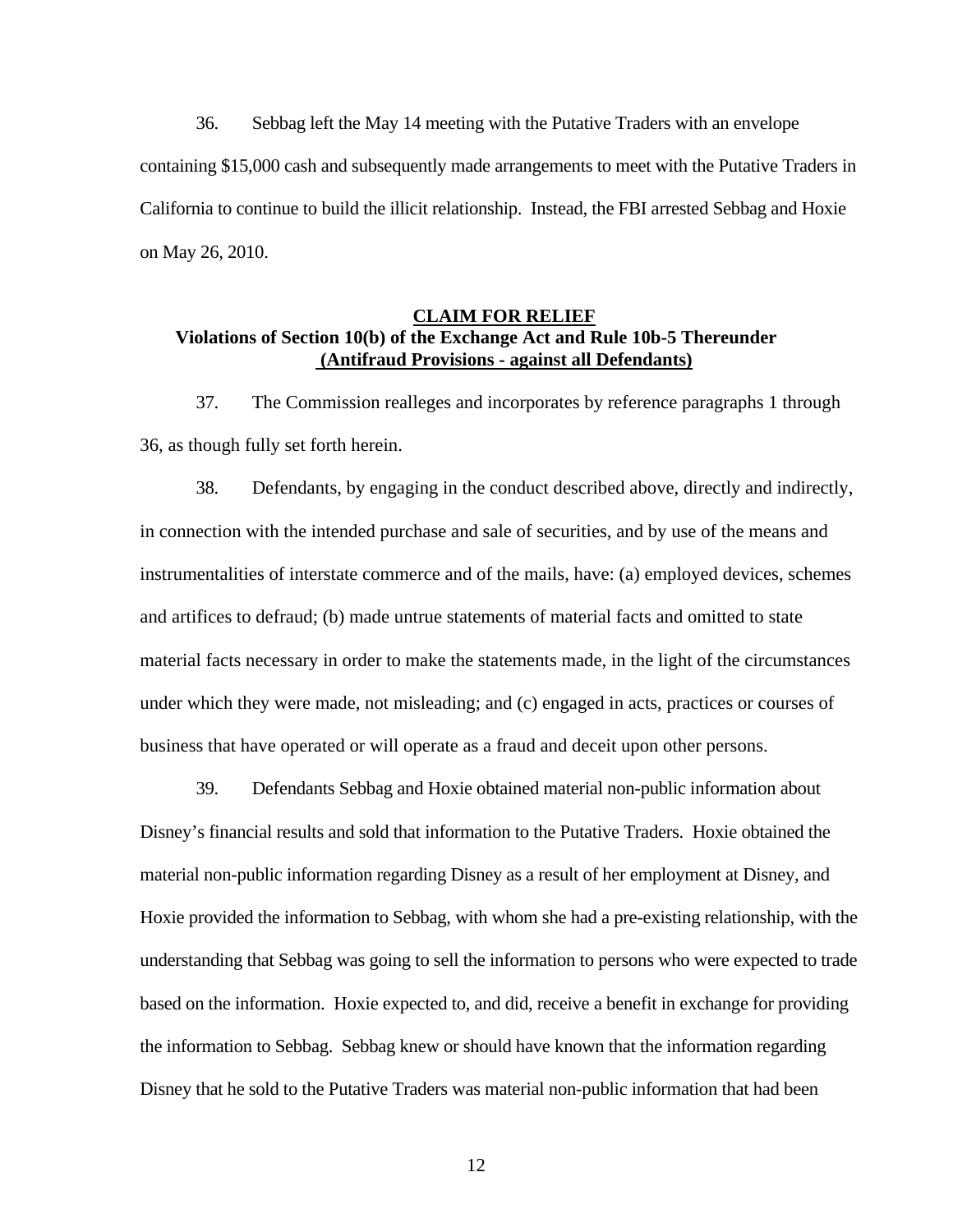36. Sebbag left the May 14 meeting with the Putative Traders with an envelope containing $15,000 cash and subsequently made arrangements to meet with the Putative Traders in California to continue to build the illicit relationship. Instead, the FBI arrested Sebbag and Hoxie on May 26, 2010.

## CLAIM FOR RELIEF

### Violations of Section 10(b) of the Exchange Act and Rule 10b-5 Thereunder (Antifraud Provisions - against all Defendants)

37. The Commission realleges and incorporates by reference paragraphs 1 through 36, as though fully set forth herein.

38. Defendants, by engaging in the conduct described above, directly and indirectly, in connection with the intended purchase and sale of securities, and by use of the means and instrumentalities of interstate commerce and of the mails, have: (a) employed devices, schemes and artifices to defraud; (b) made untrue statements of material facts and omitted to state material facts necessary in order to make the statements made, in the light of the circumstances under which they were made, not misleading; and (c) engaged in acts, practices or courses of business that have operated or will operate as a fraud and deceit upon other persons.

39. Defendants Sebbag and Hoxie obtained material non-public information about Disney's financial results and sold that information to the Putative Traders. Hoxie obtained the material non-public information regarding Disney as a result of her employment at Disney, and Hoxie provided the information to Sebbag, with whom she had a pre-existing relationship, with the understanding that Sebbag was going to sell the information to persons who were expected to trade based on the information. Hoxie expected to, and did, receive a benefit in exchange for providing the information to Sebbag. Sebbag knew or should have known that the information regarding Disney that he sold to the Putative Traders was material non-public information that had been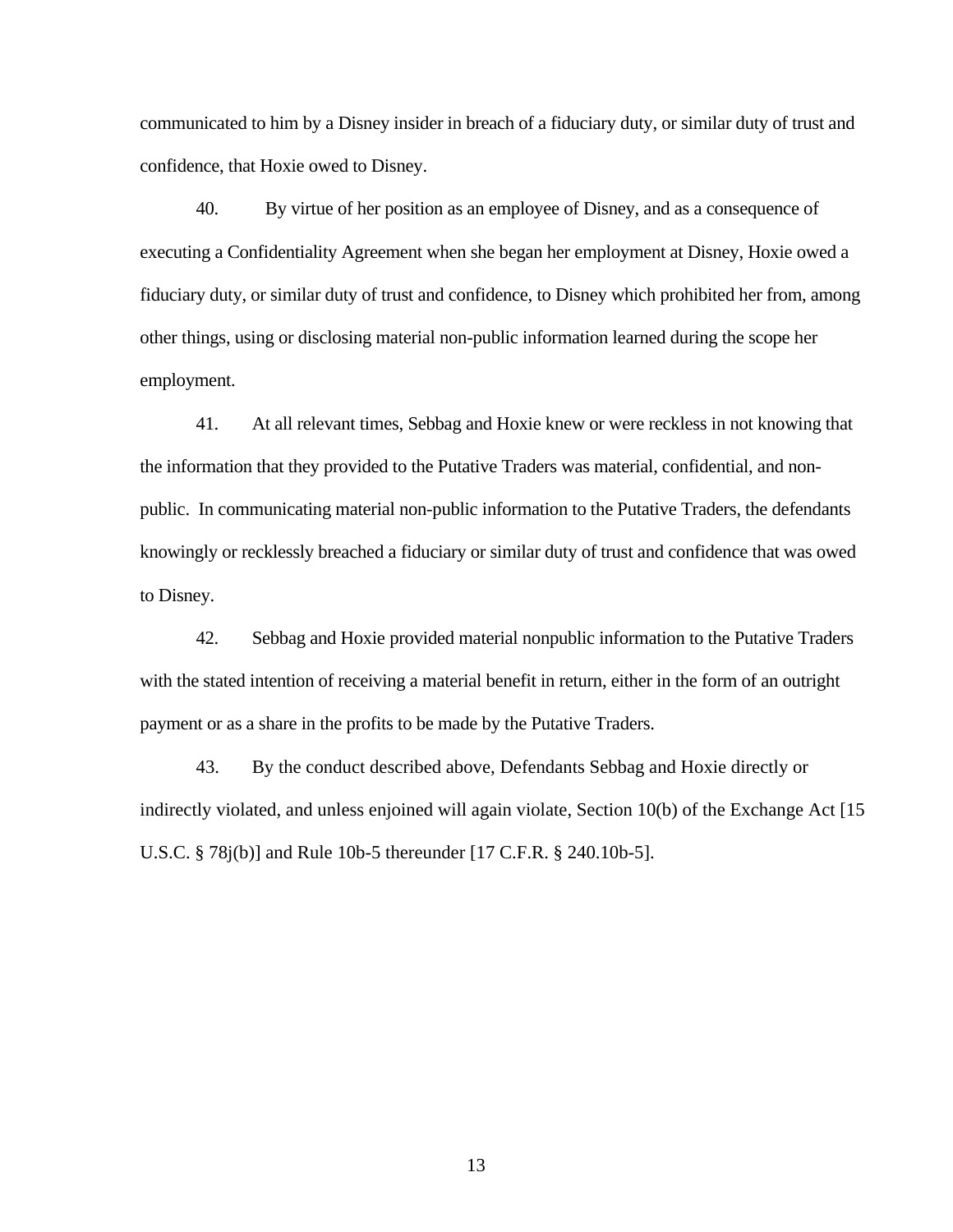communicated to him by a Disney insider in breach of a fiduciary duty, or similar duty of trust and confidence, that Hoxie owed to Disney.

40. By virtue of her position as an employee of Disney, and as a consequence of executing a Confidentiality Agreement when she began her employment at Disney, Hoxie owed a fiduciary duty, or similar duty of trust and confidence, to Disney which prohibited her from, among other things, using or disclosing material non-public information learned during the scope her employment.

41. At all relevant times, Sebbag and Hoxie knew or were reckless in not knowing that the information that they provided to the Putative Traders was material, confidential, and non-public. In communicating material non-public information to the Putative Traders, the defendants knowingly or recklessly breached a fiduciary or similar duty of trust and confidence that was owed to Disney.

42. Sebbag and Hoxie provided material nonpublic information to the Putative Traders with the stated intention of receiving a material benefit in return, either in the form of an outright payment or as a share in the profits to be made by the Putative Traders.

43. By the conduct described above, Defendants Sebbag and Hoxie directly or indirectly violated, and unless enjoined will again violate, Section 10(b) of the Exchange Act [15 U.S.C. § 78j(b)] and Rule 10b-5 thereunder [17 C.F.R. § 240.10b-5].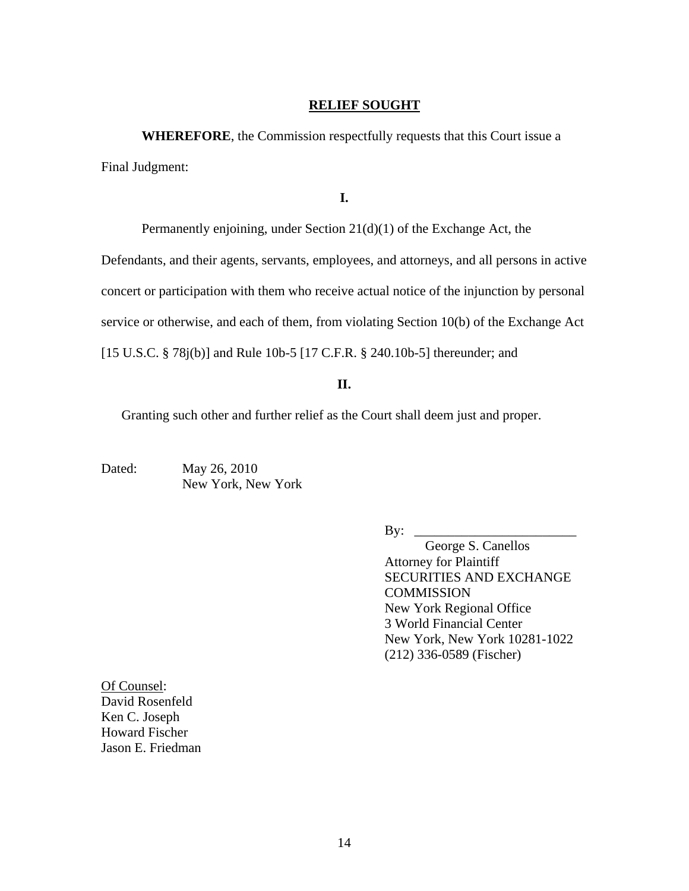## RELIEF SOUGHT

**WHEREFORE**, the Commission respectfully requests that this Court issue a Final Judgment:

**I.**

Permanently enjoining, under Section 21(d)(1) of the Exchange Act, the Defendants, and their agents, servants, employees, and attorneys, and all persons in active concert or participation with them who receive actual notice of the injunction by personal service or otherwise, and each of them, from violating Section 10(b) of the Exchange Act [15 U.S.C. § 78j(b)] and Rule 10b-5 [17 C.F.R. § 240.10b-5] thereunder; and

**II.**

Granting such other and further relief as the Court shall deem just and proper.

Dated: May 26, 2010
New York, New York

By: ________________________
George S. Canellos
Attorney for Plaintiff
SECURITIES AND EXCHANGE COMMISSION
New York Regional Office
3 World Financial Center
New York, New York 10281-1022
(212) 336-0589 (Fischer)

Of Counsel:
David Rosenfeld
Ken C. Joseph
Howard Fischer
Jason E. Friedman